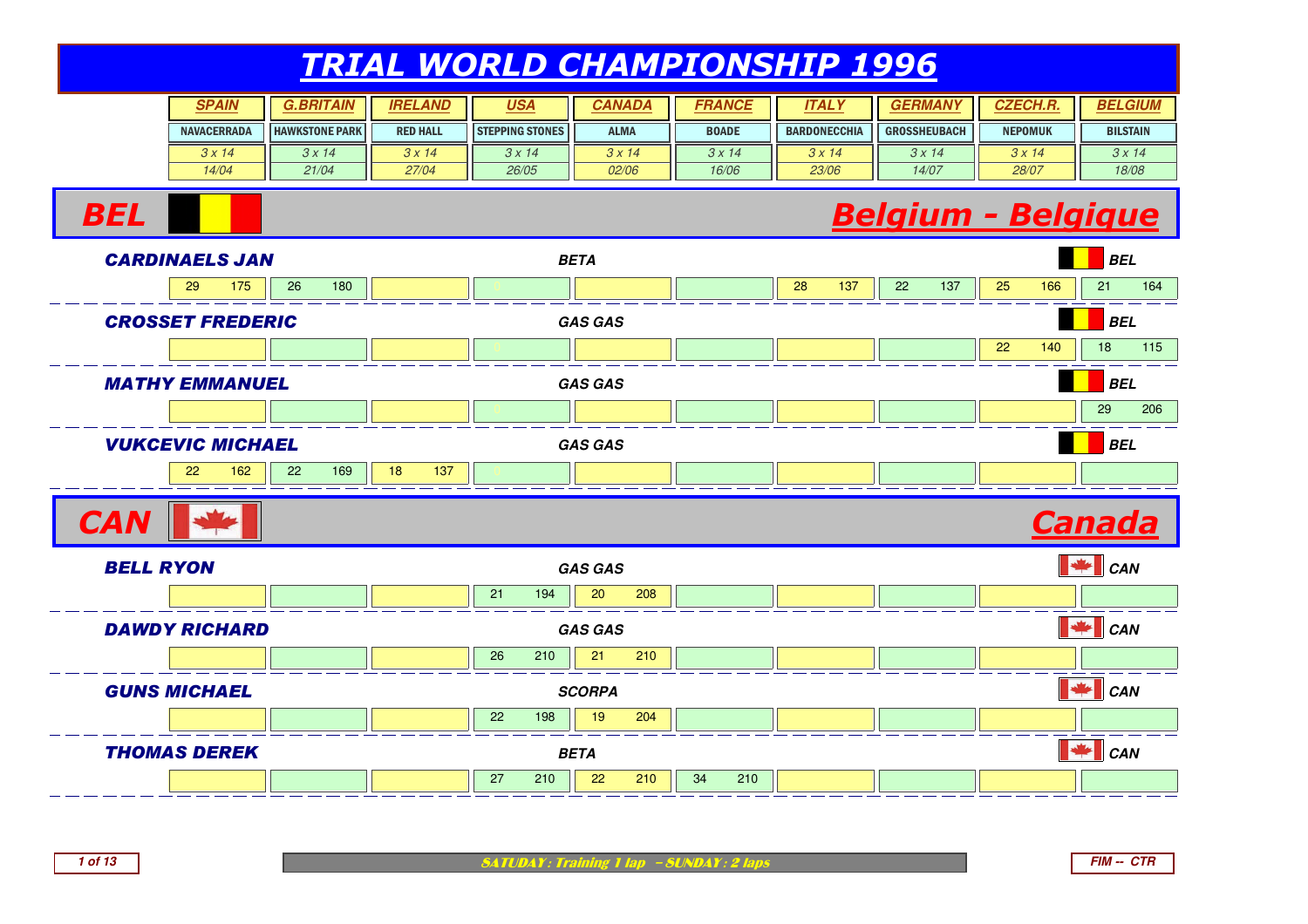# TRIAL WORLD CHAMPIONSHIP 1996

| SPAIN | G.BRITAIN | IRELAND | USA | CANADA | FRANCE | ITALY | GERMANY | CZECH.R. | BELGIUM |
|---|---|---|---|---|---|---|---|---|---|
| NAVACERRADA | HAWKSTONE PARK | RED HALL | STEPPING STONES | ALMA | BOADE | BARDONECCHIA | GROSSHEUBACH | NEPOMUK | BILSTAIN |
| 3 x 14 | 3 x 14 | 3 x 14 | 3 x 14 | 3 x 14 | 3 x 14 | 3 x 14 | 3 x 14 | 3 x 14 | 3 x 14 |
| 14/04 | 21/04 | 27/04 | 26/05 | 02/06 | 16/06 | 23/06 | 14/07 | 28/07 | 18/08 |

## BEL — Belgium - Belgique

| Rider | Make | Nat. | SPAIN | G.BRITAIN | IRELAND | USA | CANADA | FRANCE | ITALY | GERMANY | CZECH.R. | BELGIUM |
|---|---|---|---|---|---|---|---|---|---|---|---|---|
| CARDINAELS JAN | BETA | BEL | 29 175 | 26 180 | | 0 | | | 28 137 | 22 137 | 25 166 | 21 164 |
| CROSSET FREDERIC | GAS GAS | BEL | | | | 0 | | | | | 22 140 | 18 115 |
| MATHY EMMANUEL | GAS GAS | BEL | | | | 0 | | | | | | 29 206 |
| VUKCEVIC MICHAEL | GAS GAS | BEL | 22 162 | 22 169 | 18 137 | 0 | | | | | | |

## CAN — Canada

| Rider | Make | Nat. | SPAIN | G.BRITAIN | IRELAND | USA | CANADA | FRANCE | ITALY | GERMANY | CZECH.R. | BELGIUM |
|---|---|---|---|---|---|---|---|---|---|---|---|---|
| BELL RYON | GAS GAS | CAN | | | | 21 194 | 20 208 | | | | | |
| DAWDY RICHARD | GAS GAS | CAN | | | | 26 210 | 21 210 | | | | | |
| GUNS MICHAEL | SCORPA | CAN | | | | 22 198 | 19 204 | | | | | |
| THOMAS DEREK | BETA | CAN | | | | 27 210 | 22 210 | 34 210 | | | | |

SATUDAY : Training 1 lap – SUNDAY : 2 laps

FIM -- CTR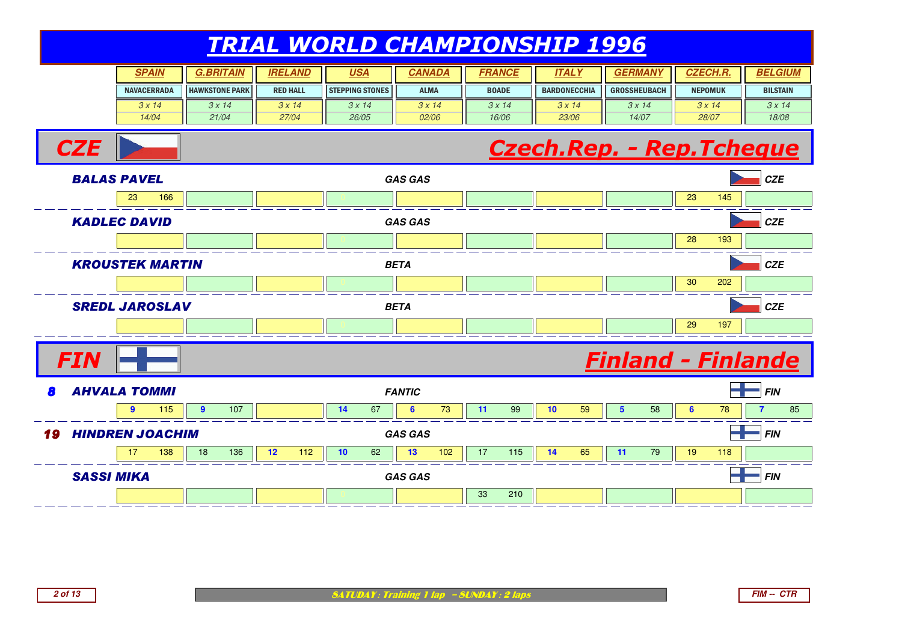# TRIAL WORLD CHAMPIONSHIP 1996

| | SPAIN | G.BRITAIN | IRELAND | USA | CANADA | FRANCE | ITALY | GERMANY | CZECH.R. | BELGIUM |
|---|---|---|---|---|---|---|---|---|---|---|
| | NAVACERRADA | HAWKSTONE PARK | RED HALL | STEPPING STONES | ALMA | BOADE | BARDONECCHIA | GROSSHEUBACH | NEPOMUK | BILSTAIN |
| | 3 x 14 | 3 x 14 | 3 x 14 | 3 x 14 | 3 x 14 | 3 x 14 | 3 x 14 | 3 x 14 | 3 x 14 | 3 x 14 |
| | 14/04 | 21/04 | 27/04 | 26/05 | 02/06 | 16/06 | 23/06 | 14/07 | 28/07 | 18/08 |

## CZE — Czech.Rep. - Rep.Tcheque

| Rider | Machine | Nation | SPAIN | G.BRITAIN | IRELAND | USA | CANADA | FRANCE | ITALY | GERMANY | CZECH.R. | BELGIUM |
|---|---|---|---|---|---|---|---|---|---|---|---|---|
| BALAS PAVEL | GAS GAS | CZE | 23 / 166 | | | 0 | | | | | 23 / 145 | |
| KADLEC DAVID | GAS GAS | CZE | | | | 0 | | | | | 28 / 193 | |
| KROUSTEK MARTIN | BETA | CZE | | | | 0 | | | | | 30 / 202 | |
| SREDL JAROSLAV | BETA | CZE | | | | 0 | | | | | 29 / 197 | |

## FIN — Finland - Finlande

| Rank | Rider | Machine | Nation | SPAIN | G.BRITAIN | IRELAND | USA | CANADA | FRANCE | ITALY | GERMANY | CZECH.R. | BELGIUM |
|---|---|---|---|---|---|---|---|---|---|---|---|---|---|
| 8 | AHVALA TOMMI | FANTIC | FIN | **9** / 115 | **9** / 107 | | **14** / 67 | **6** / 73 | **11** / 99 | **10** / 59 | **5** / 58 | **6** / 78 | **7** / 85 |
| 19 | HINDREN JOACHIM | GAS GAS | FIN | 17 / 138 | 18 / 136 | **12** / 112 | **10** / 62 | **13** / 102 | 17 / 115 | **14** / 65 | **11** / 79 | 19 / 118 | |
| | SASSI MIKA | GAS GAS | FIN | | | | 0 | | 33 / 210 | | | | |

SATUDAY : Training 1 lap – SUNDAY : 2 laps

FIM -- CTR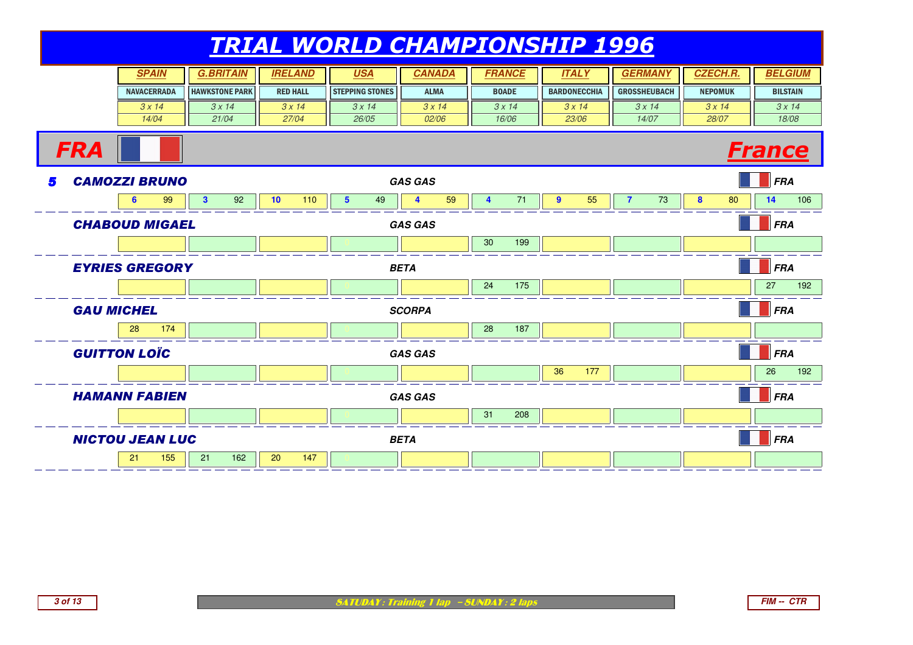# TRIAL WORLD CHAMPIONSHIP 1996

| | SPAIN | G.BRITAIN | IRELAND | USA | CANADA | FRANCE | ITALY | GERMANY | CZECH.R. | BELGIUM |
|---|---|---|---|---|---|---|---|---|---|---|
| | NAVACERRADA | HAWKSTONE PARK | RED HALL | STEPPING STONES | ALMA | BOADE | BARDONECCHIA | GROSSHEUBACH | NEPOMUK | BILSTAIN |
| | 3 x 14 | 3 x 14 | 3 x 14 | 3 x 14 | 3 x 14 | 3 x 14 | 3 x 14 | 3 x 14 | 3 x 14 | 3 x 14 |
| | 14/04 | 21/04 | 27/04 | 26/05 | 02/06 | 16/06 | 23/06 | 14/07 | 28/07 | 18/08 |

## FRA — France

| Rider | Make | Nation | SPAIN | G.BRITAIN | IRELAND | USA | CANADA | FRANCE | ITALY | GERMANY | CZECH.R. | BELGIUM |
|---|---|---|---|---|---|---|---|---|---|---|---|---|
| 5 CAMOZZI BRUNO | GAS GAS | FRA | 6 / 99 | 3 / 92 | 10 / 110 | 5 / 49 | 4 / 59 | 4 / 71 | 9 / 55 | 7 / 73 | 8 / 80 | 14 / 106 |
| CHABOUD MIGAEL | GAS GAS | FRA | | | | 0 | | 30 / 199 | | | | |
| EYRIES GREGORY | BETA | FRA | | | | 0 | | 24 / 175 | | | | 27 / 192 |
| GAU MICHEL | SCORPA | FRA | 28 / 174 | | | 0 | | 28 / 187 | | | | |
| GUITTON LOÏC | GAS GAS | FRA | | | | 0 | | | 36 / 177 | | | 26 / 192 |
| HAMANN FABIEN | GAS GAS | FRA | | | | 0 | | 31 / 208 | | | | |
| NICTOU JEAN LUC | BETA | FRA | 21 / 155 | 21 / 162 | 20 / 147 | 0 | | | | | | |

SATUDAY : Training 1 lap – SUNDAY : 2 laps

FIM -- CTR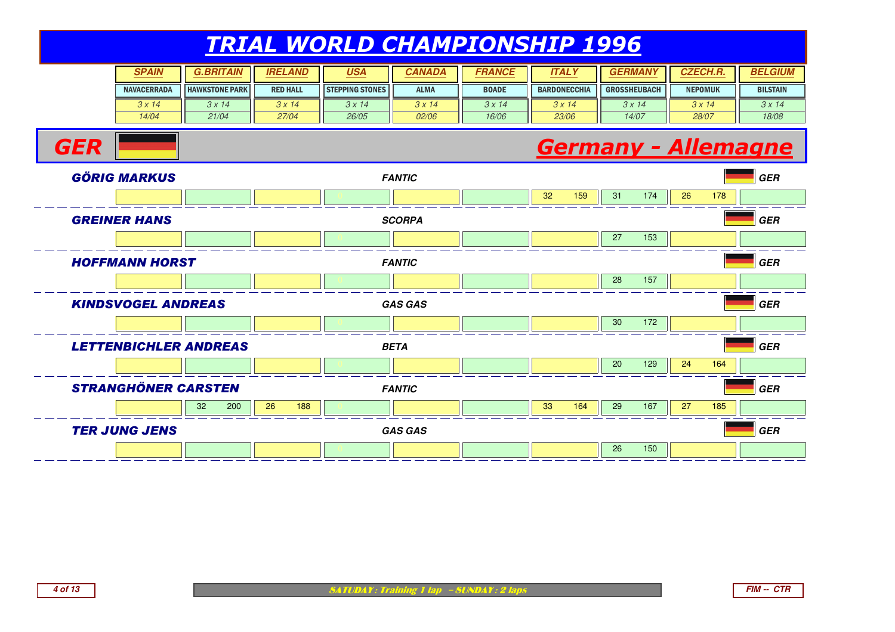# TRIAL WORLD CHAMPIONSHIP 1996

| SPAIN | G.BRITAIN | IRELAND | USA | CANADA | FRANCE | ITALY | GERMANY | CZECH.R. | BELGIUM |
|---|---|---|---|---|---|---|---|---|---|
| NAVACERRADA | HAWKSTONE PARK | RED HALL | STEPPING STONES | ALMA | BOADE | BARDONECCHIA | GROSSHEUBACH | NEPOMUK | BILSTAIN |
| 3 x 14 | 3 x 14 | 3 x 14 | 3 x 14 | 3 x 14 | 3 x 14 | 3 x 14 | 3 x 14 | 3 x 14 | 3 x 14 |
| 14/04 | 21/04 | 27/04 | 26/05 | 02/06 | 16/06 | 23/06 | 14/07 | 28/07 | 18/08 |

## GER — Germany - Allemagne

| Rider | Make | Nat. | SPAIN | G.BRITAIN | IRELAND | USA | CANADA | FRANCE | ITALY | GERMANY | CZECH.R. | BELGIUM |
|---|---|---|---|---|---|---|---|---|---|---|---|---|
| GÖRIG MARKUS | FANTIC | GER | | | | 0 | | | 32 159 | 31 174 | 26 178 | |
| GREINER HANS | SCORPA | GER | | | | 0 | | | | 27 153 | | |
| HOFFMANN HORST | FANTIC | GER | | | | 0 | | | | 28 157 | | |
| KINDSVOGEL ANDREAS | GAS GAS | GER | | | | 0 | | | | 30 172 | | |
| LETTENBICHLER ANDREAS | BETA | GER | | | | 0 | | | | 20 129 | 24 164 | |
| STRANGHÖNER CARSTEN | FANTIC | GER | | 32 200 | 26 188 | 0 | | | 33 164 | 29 167 | 27 185 | |
| TER JUNG JENS | GAS GAS | GER | | | | 0 | | | | 26 150 | | |

SATUDAY : Training 1 lap – SUNDAY : 2 laps

FIM -- CTR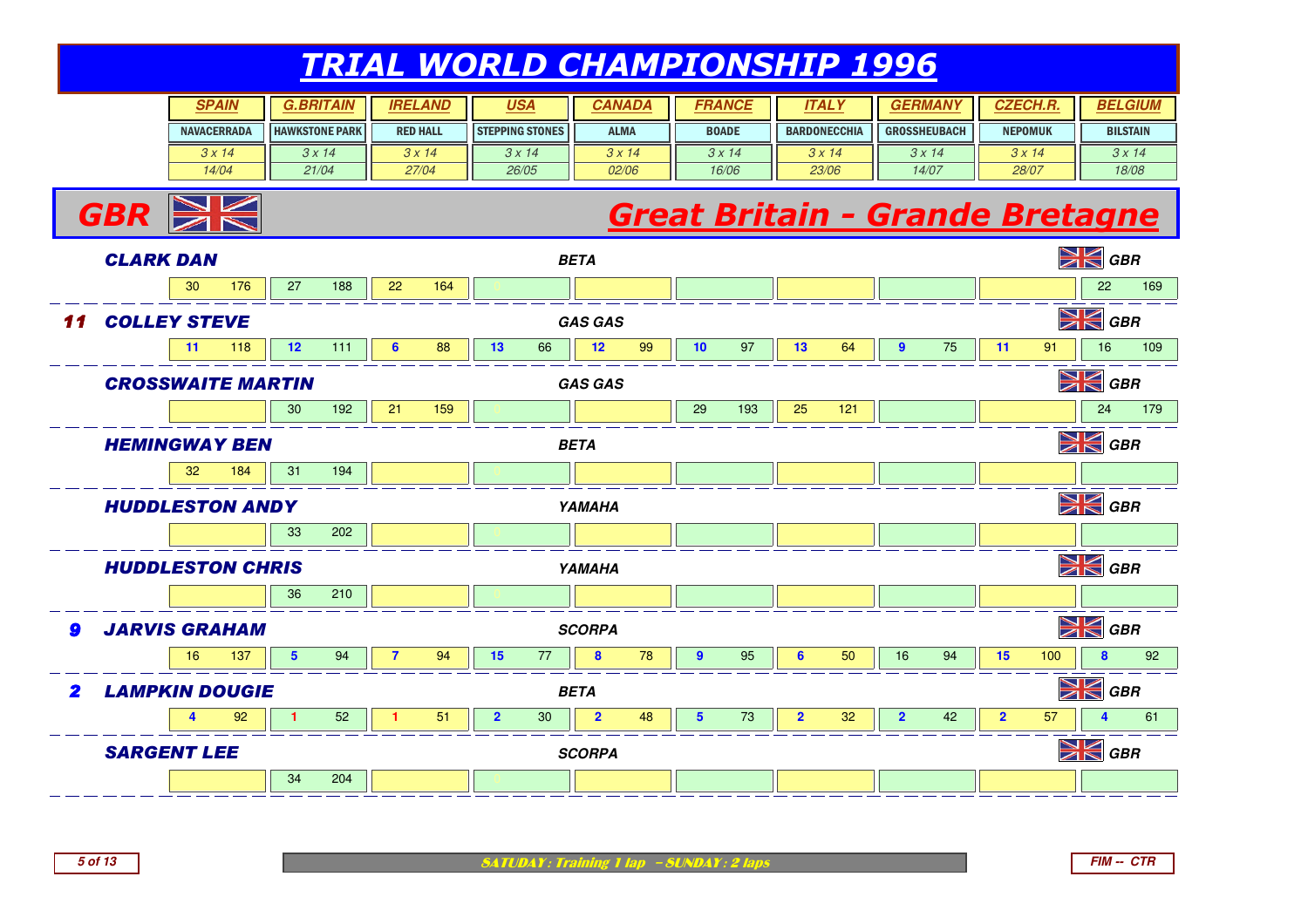# TRIAL WORLD CHAMPIONSHIP 1996

| SPAIN | G.BRITAIN | IRELAND | USA | CANADA | FRANCE | ITALY | GERMANY | CZECH.R. | BELGIUM |
|---|---|---|---|---|---|---|---|---|---|
| NAVACERRADA | HAWKSTONE PARK | RED HALL | STEPPING STONES | ALMA | BOADE | BARDONECCHIA | GROSSHEUBACH | NEPOMUK | BILSTAIN |
| 3 x 14 | 3 x 14 | 3 x 14 | 3 x 14 | 3 x 14 | 3 x 14 | 3 x 14 | 3 x 14 | 3 x 14 | 3 x 14 |
| 14/04 | 21/04 | 27/04 | 26/05 | 02/06 | 16/06 | 23/06 | 14/07 | 28/07 | 18/08 |

## GBR — Great Britain - Grande Bretagne

| Rank | Rider | Make | Nat. | SPAIN | G.BRITAIN | IRELAND | USA | CANADA | FRANCE | ITALY | GERMANY | CZECH.R. | BELGIUM |
|---|---|---|---|---|---|---|---|---|---|---|---|---|---|
| | CLARK DAN | BETA | GBR | 30 176 | 27 188 | 22 164 | 0 | | | | | | 22 169 |
| 11 | COLLEY STEVE | GAS GAS | GBR | 11 118 | 12 111 | 6 88 | 13 66 | 12 99 | 10 97 | 13 64 | 9 75 | 11 91 | 16 109 |
| | CROSSWAITE MARTIN | GAS GAS | GBR | | 30 192 | 21 159 | 0 | | 29 193 | 25 121 | | | 24 179 |
| | HEMINGWAY BEN | BETA | GBR | 32 184 | 31 194 | | 0 | | | | | | |
| | HUDDLESTON ANDY | YAMAHA | GBR | | 33 202 | | 0 | | | | | | |
| | HUDDLESTON CHRIS | YAMAHA | GBR | | 36 210 | | 0 | | | | | | |
| 9 | JARVIS GRAHAM | SCORPA | GBR | 16 137 | 5 94 | 7 94 | 15 77 | 8 78 | 9 95 | 6 50 | 16 94 | 15 100 | 8 92 |
| 2 | LAMPKIN DOUGIE | BETA | GBR | 4 92 | 1 52 | 1 51 | 2 30 | 2 48 | 5 73 | 2 32 | 2 42 | 2 57 | 4 61 |
| | SARGENT LEE | SCORPA | GBR | | 34 204 | | 0 | | | | | | |

SATUDAY : Training 1 lap – SUNDAY : 2 laps

FIM -- CTR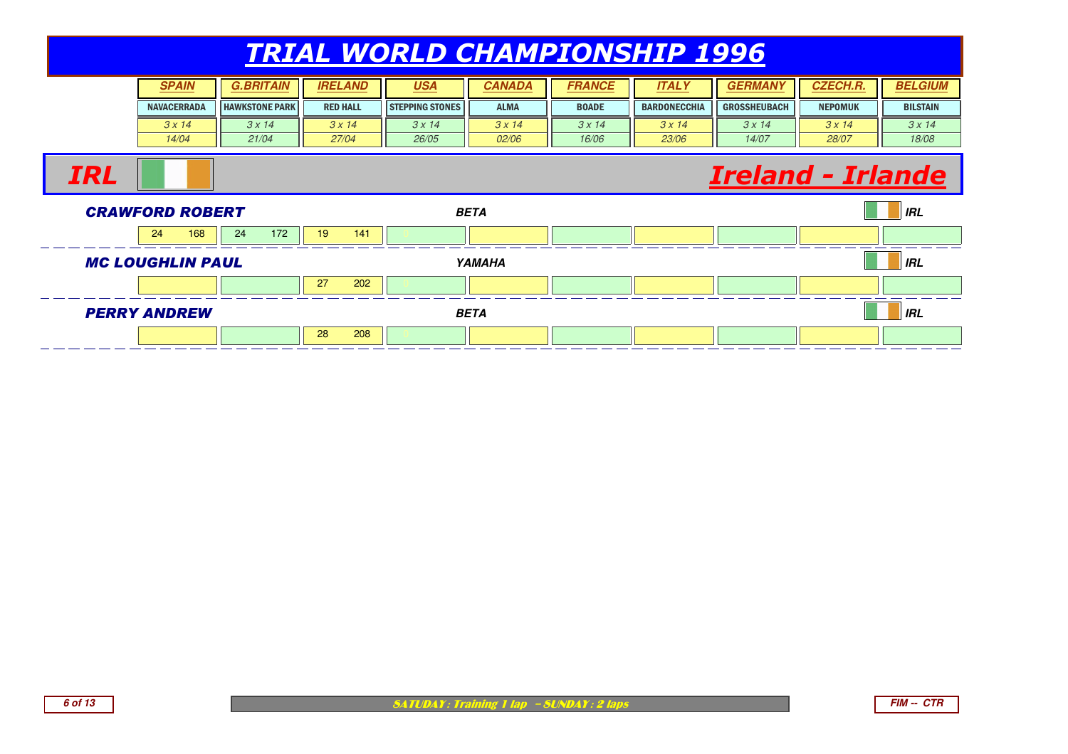# TRIAL WORLD CHAMPIONSHIP 1996

| SPAIN | G.BRITAIN | IRELAND | USA | CANADA | FRANCE | ITALY | GERMANY | CZECH.R. | BELGIUM |
|---|---|---|---|---|---|---|---|---|---|
| NAVACERRADA | HAWKSTONE PARK | RED HALL | STEPPING STONES | ALMA | BOADE | BARDONECCHIA | GROSSHEUBACH | NEPOMUK | BILSTAIN |
| 3 x 14 | 3 x 14 | 3 x 14 | 3 x 14 | 3 x 14 | 3 x 14 | 3 x 14 | 3 x 14 | 3 x 14 | 3 x 14 |
| 14/04 | 21/04 | 27/04 | 26/05 | 02/06 | 16/06 | 23/06 | 14/07 | 28/07 | 18/08 |

## IRL — Ireland - Irlande

### CRAWFORD ROBERT — BETA — IRL

| SPAIN | G.BRITAIN | IRELAND | USA | CANADA | FRANCE | ITALY | GERMANY | CZECH.R. | BELGIUM |
|---|---|---|---|---|---|---|---|---|---|
| 24 168 | 24 172 | 19 141 | 0 | | | | | | |

### MC LOUGHLIN PAUL — YAMAHA — IRL

| SPAIN | G.BRITAIN | IRELAND | USA | CANADA | FRANCE | ITALY | GERMANY | CZECH.R. | BELGIUM |
|---|---|---|---|---|---|---|---|---|---|
| | | 27 202 | 0 | | | | | | |

### PERRY ANDREW — BETA — IRL

| SPAIN | G.BRITAIN | IRELAND | USA | CANADA | FRANCE | ITALY | GERMANY | CZECH.R. | BELGIUM |
|---|---|---|---|---|---|---|---|---|---|
| | | 28 208 | 0 | | | | | | |

SATUDAY : Training 1 lap – SUNDAY : 2 laps

FIM -- CTR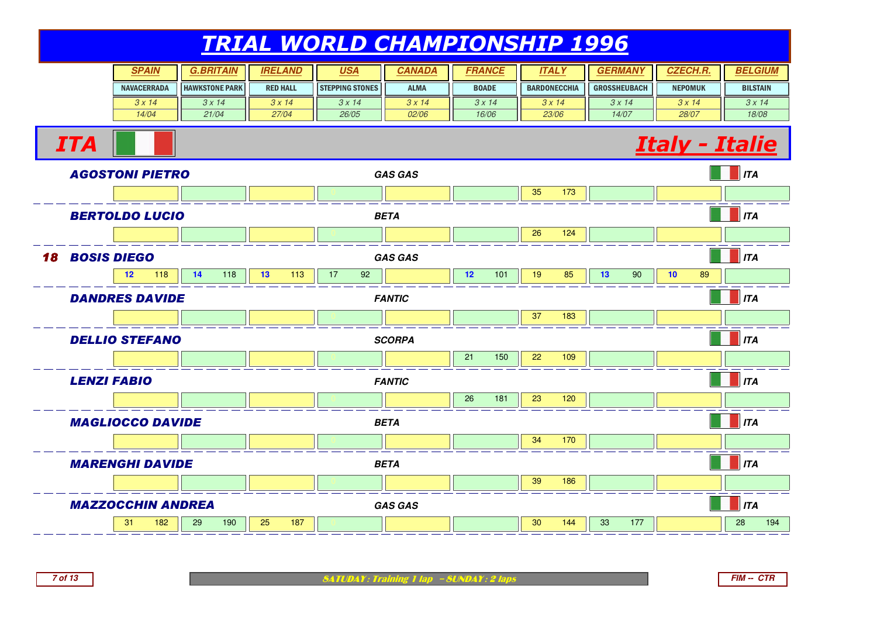# TRIAL WORLD CHAMPIONSHIP 1996

| | SPAIN | G.BRITAIN | IRELAND | USA | CANADA | FRANCE | ITALY | GERMANY | CZECH.R. | BELGIUM |
|---|---|---|---|---|---|---|---|---|---|---|
| | NAVACERRADA | HAWKSTONE PARK | RED HALL | STEPPING STONES | ALMA | BOADE | BARDONECCHIA | GROSSHEUBACH | NEPOMUK | BILSTAIN |
| | 3 x 14 | 3 x 14 | 3 x 14 | 3 x 14 | 3 x 14 | 3 x 14 | 3 x 14 | 3 x 14 | 3 x 14 | 3 x 14 |
| | 14/04 | 21/04 | 27/04 | 26/05 | 02/06 | 16/06 | 23/06 | 14/07 | 28/07 | 18/08 |

## ITA — Italy - Italie

| Rank | Rider | Make | Nat. | SPAIN | G.BRITAIN | IRELAND | USA | CANADA | FRANCE | ITALY | GERMANY | CZECH.R. | BELGIUM |
|---|---|---|---|---|---|---|---|---|---|---|---|---|---|
| | AGOSTONI PIETRO | GAS GAS | ITA | | | | 0 | | | 35 173 | | | |
| | BERTOLDO LUCIO | BETA | ITA | | | | 0 | | | 26 124 | | | |
| 18 | BOSIS DIEGO | GAS GAS | ITA | 12 118 | 14 118 | 13 113 | 17 92 | | 12 101 | 19 85 | 13 90 | 10 89 | |
| | DANDRES DAVIDE | FANTIC | ITA | | | | 0 | | | 37 183 | | | |
| | DELLIO STEFANO | SCORPA | ITA | | | | 0 | | 21 150 | 22 109 | | | |
| | LENZI FABIO | FANTIC | ITA | | | | 0 | | 26 181 | 23 120 | | | |
| | MAGLIOCCO DAVIDE | BETA | ITA | | | | 0 | | | 34 170 | | | |
| | MARENGHI DAVIDE | BETA | ITA | | | | 0 | | | 39 186 | | | |
| | MAZZOCCHIN ANDREA | GAS GAS | ITA | 31 182 | 29 190 | 25 187 | 0 | | | 30 144 | 33 177 | | 28 194 |

SATUDAY : Training 1 lap – SUNDAY : 2 laps

FIM -- CTR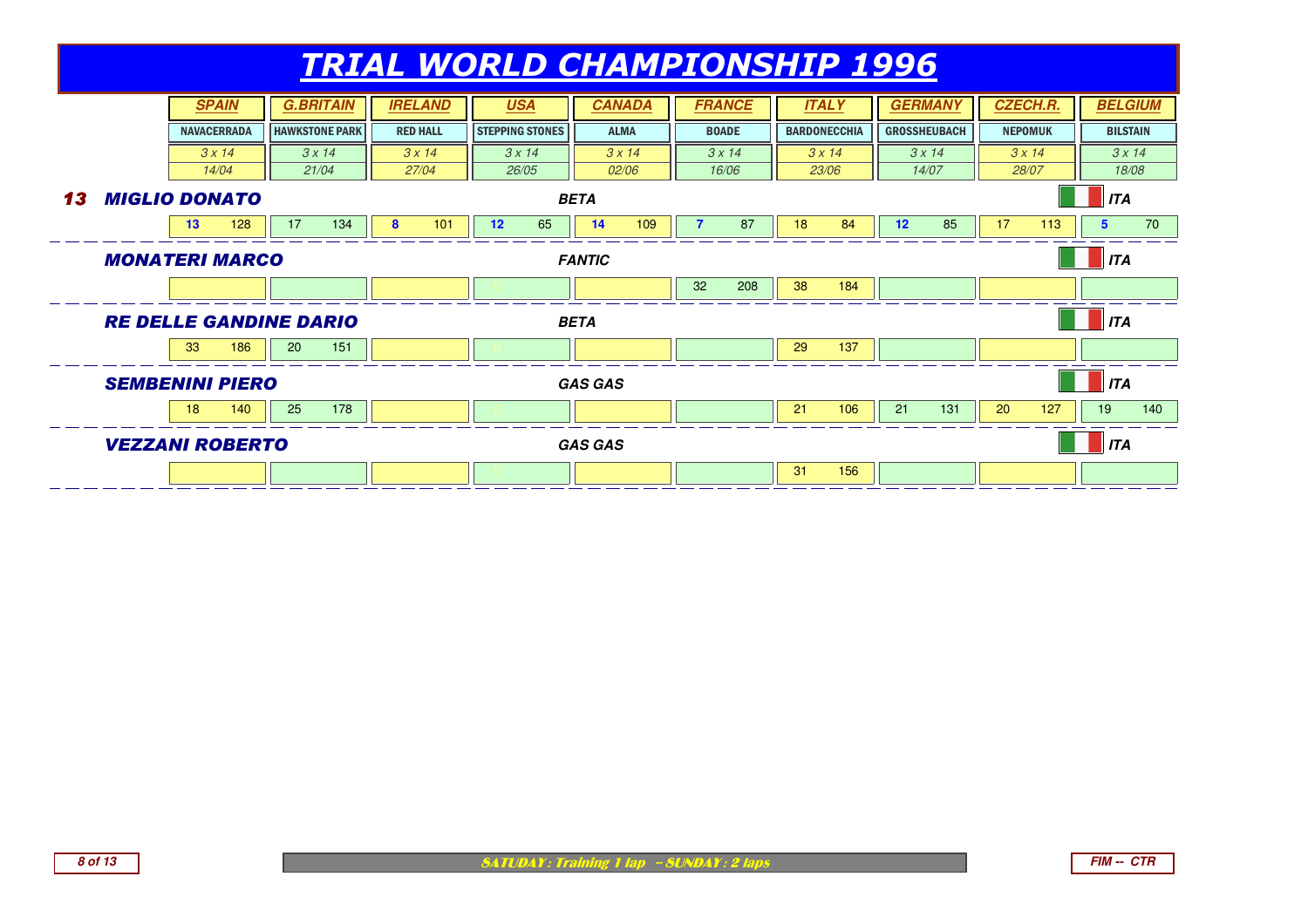# TRIAL WORLD CHAMPIONSHIP 1996

| | SPAIN | | G.BRITAIN | | IRELAND | | USA | | CANADA | | FRANCE | | ITALY | | GERMANY | | CZECH.R. | | BELGIUM | |
|---|---|---|---|---|---|---|---|---|---|---|---|---|---|---|---|---|---|---|---|---|
| | NAVACERRADA | | HAWKSTONE PARK | | RED HALL | | STEPPING STONES | | ALMA | | BOADE | | BARDONECCHIA | | GROSSHEUBACH | | NEPOMUK | | BILSTAIN | |
| | 3 x 14 | | 3 x 14 | | 3 x 14 | | 3 x 14 | | 3 x 14 | | 3 x 14 | | 3 x 14 | | 3 x 14 | | 3 x 14 | | 3 x 14 | |
| | 14/04 | | 21/04 | | 27/04 | | 26/05 | | 02/06 | | 16/06 | | 23/06 | | 14/07 | | 28/07 | | 18/08 | |
| **13 MIGLIO DONATO** — BETA — ITA | 13 | 128 | 17 | 134 | 8 | 101 | 12 | 65 | 14 | 109 | 7 | 87 | 18 | 84 | 12 | 85 | 17 | 113 | 5 | 70 |
| **MONATERI MARCO** — FANTIC — ITA | | | | | | | 0 | | | | 32 | 208 | 38 | 184 | | | | | | |
| **RE DELLE GANDINE DARIO** — BETA — ITA | 33 | 186 | 20 | 151 | | | 0 | | | | | | 29 | 137 | | | | | | |
| **SEMBENINI PIERO** — GAS GAS — ITA | 18 | 140 | 25 | 178 | | | 0 | | | | | | 21 | 106 | 21 | 131 | 20 | 127 | 19 | 140 |
| **VEZZANI ROBERTO** — GAS GAS — ITA | | | | | | | 0 | | | | | | 31 | 156 | | | | | | |

SATUDAY : Training 1 lap – SUNDAY : 2 laps

FIM -- CTR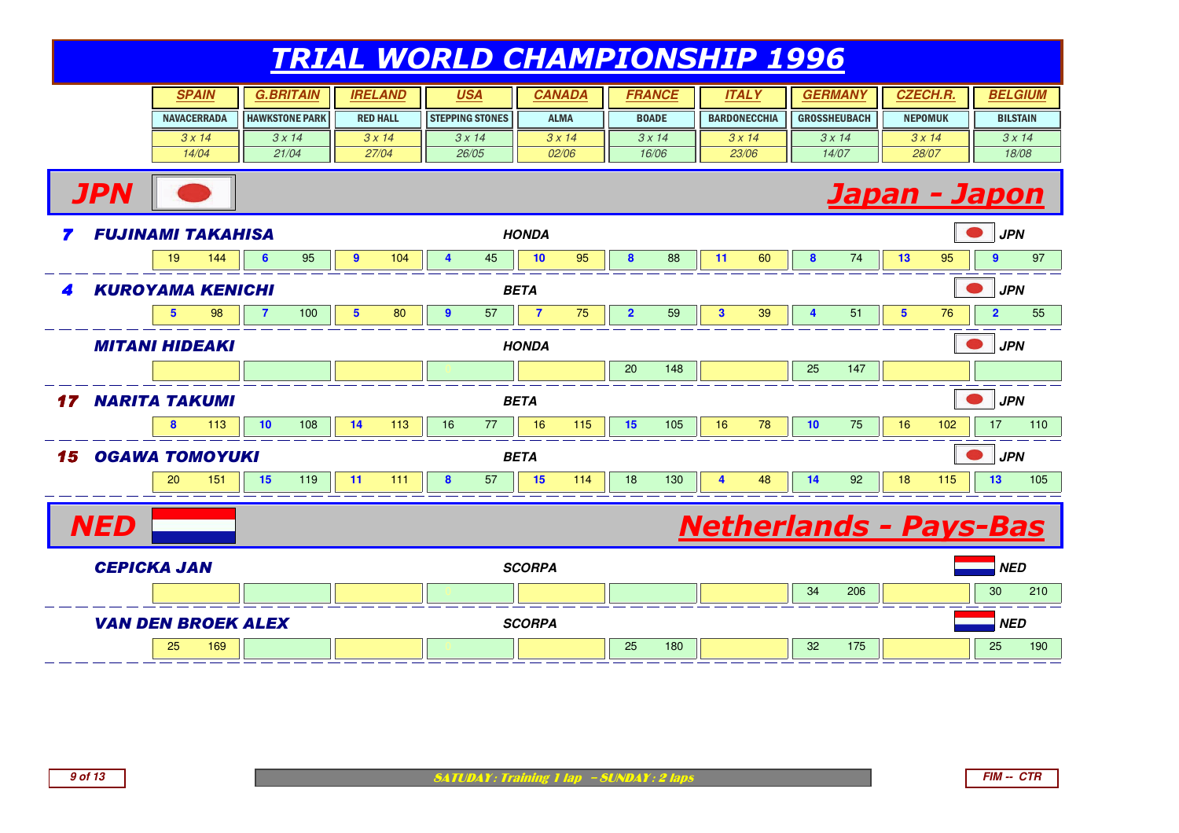# TRIAL WORLD CHAMPIONSHIP 1996

| | SPAIN | G.BRITAIN | IRELAND | USA | CANADA | FRANCE | ITALY | GERMANY | CZECH.R. | BELGIUM |
|---|---|---|---|---|---|---|---|---|---|---|
| | NAVACERRADA | HAWKSTONE PARK | RED HALL | STEPPING STONES | ALMA | BOADE | BARDONECCHIA | GROSSHEUBACH | NEPOMUK | BILSTAIN |
| | 3 x 14 | 3 x 14 | 3 x 14 | 3 x 14 | 3 x 14 | 3 x 14 | 3 x 14 | 3 x 14 | 3 x 14 | 3 x 14 |
| | 14/04 | 21/04 | 27/04 | 26/05 | 02/06 | 16/06 | 23/06 | 14/07 | 28/07 | 18/08 |

## JPN — Japan - Japon

| Rank | Rider | Make | Nation | SPAIN | G.BRITAIN | IRELAND | USA | CANADA | FRANCE | ITALY | GERMANY | CZECH.R. | BELGIUM |
|---|---|---|---|---|---|---|---|---|---|---|---|---|---|
| 7 | FUJINAMI TAKAHISA | HONDA | JPN | 19 144 | 6 95 | 9 104 | 4 45 | 10 95 | 8 88 | 11 60 | 8 74 | 13 95 | 9 97 |
| 4 | KUROYAMA KENICHI | BETA | JPN | 5 98 | 7 100 | 5 80 | 9 57 | 7 75 | 2 59 | 3 39 | 4 51 | 5 76 | 2 55 |
| | MITANI HIDEAKI | HONDA | JPN | | | | 0 | | 20 148 | | 25 147 | | |
| 17 | NARITA TAKUMI | BETA | JPN | 8 113 | 10 108 | 14 113 | 16 77 | 16 115 | 15 105 | 16 78 | 10 75 | 16 102 | 17 110 |
| 15 | OGAWA TOMOYUKI | BETA | JPN | 20 151 | 15 119 | 11 111 | 8 57 | 15 114 | 18 130 | 4 48 | 14 92 | 18 115 | 13 105 |

## NED — Netherlands - Pays-Bas

| Rank | Rider | Make | Nation | SPAIN | G.BRITAIN | IRELAND | USA | CANADA | FRANCE | ITALY | GERMANY | CZECH.R. | BELGIUM |
|---|---|---|---|---|---|---|---|---|---|---|---|---|---|
| | CEPICKA JAN | SCORPA | NED | | | | 0 | | | | 34 206 | | 30 210 |
| | VAN DEN BROEK ALEX | SCORPA | NED | 25 169 | | | 0 | | 25 180 | | 32 175 | | 25 190 |

SATUDAY : Training 1 lap – SUNDAY : 2 laps

FIM -- CTR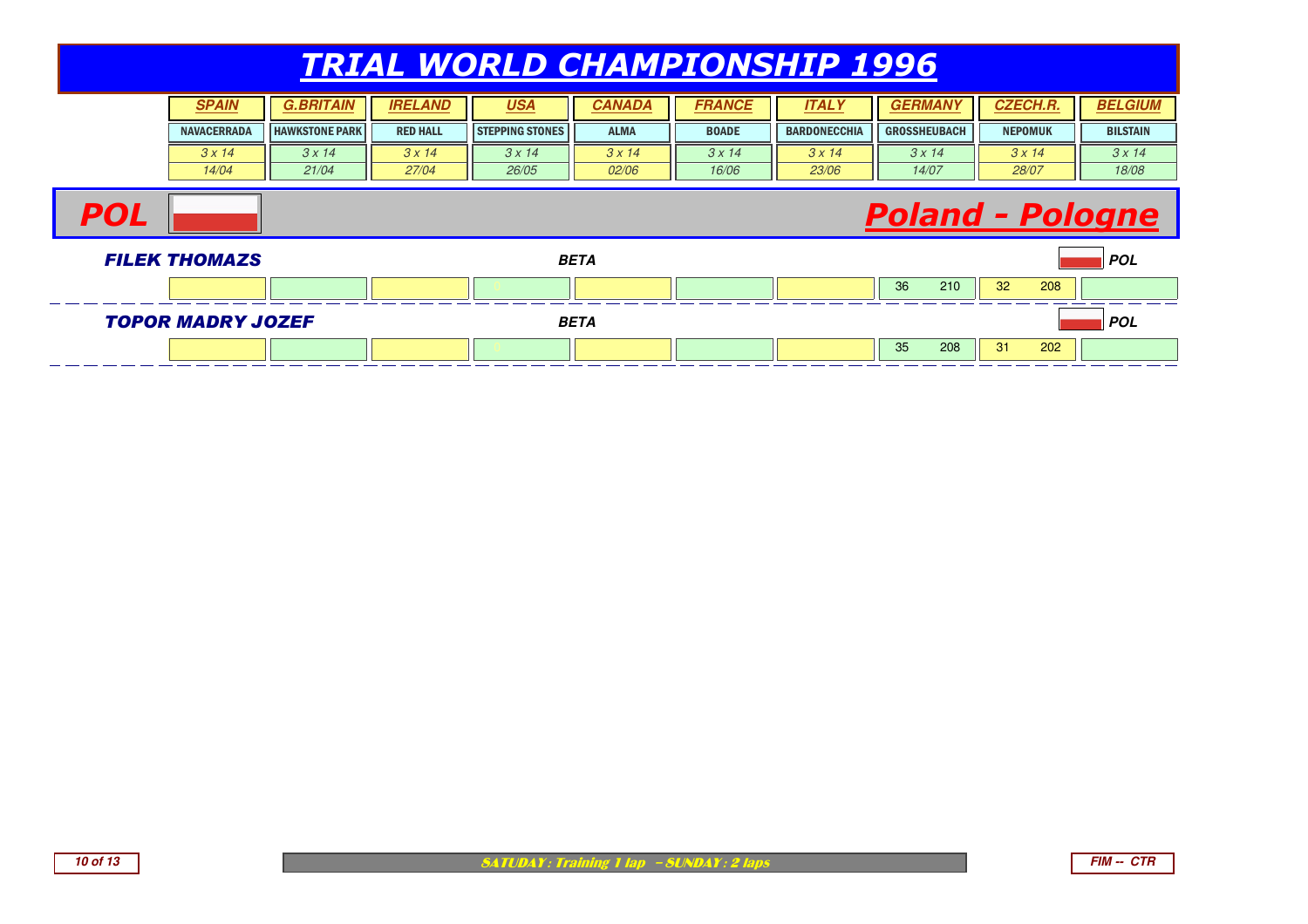# TRIAL WORLD CHAMPIONSHIP 1996

| | SPAIN | G.BRITAIN | IRELAND | USA | CANADA | FRANCE | ITALY | GERMANY | CZECH.R. | BELGIUM |
|---|---|---|---|---|---|---|---|---|---|---|
| | NAVACERRADA | HAWKSTONE PARK | RED HALL | STEPPING STONES | ALMA | BOADE | BARDONECCHIA | GROSSHEUBACH | NEPOMUK | BILSTAIN |
| | 3 x 14 | 3 x 14 | 3 x 14 | 3 x 14 | 3 x 14 | 3 x 14 | 3 x 14 | 3 x 14 | 3 x 14 | 3 x 14 |
| | 14/04 | 21/04 | 27/04 | 26/05 | 02/06 | 16/06 | 23/06 | 14/07 | 28/07 | 18/08 |

## POL — Poland - Pologne

| Rider | Machine | Nat. | SPAIN | G.BRITAIN | IRELAND | USA | CANADA | FRANCE | ITALY | GERMANY | CZECH.R. | BELGIUM |
|---|---|---|---|---|---|---|---|---|---|---|---|---|
| FILEK THOMAZS | BETA | POL | | | | 0 | | | | 36 210 | 32 208 | |
| TOPOR MADRY JOZEF | BETA | POL | | | | 0 | | | | 35 208 | 31 202 | |

SATUDAY : Training 1 lap – SUNDAY : 2 laps

FIM -- CTR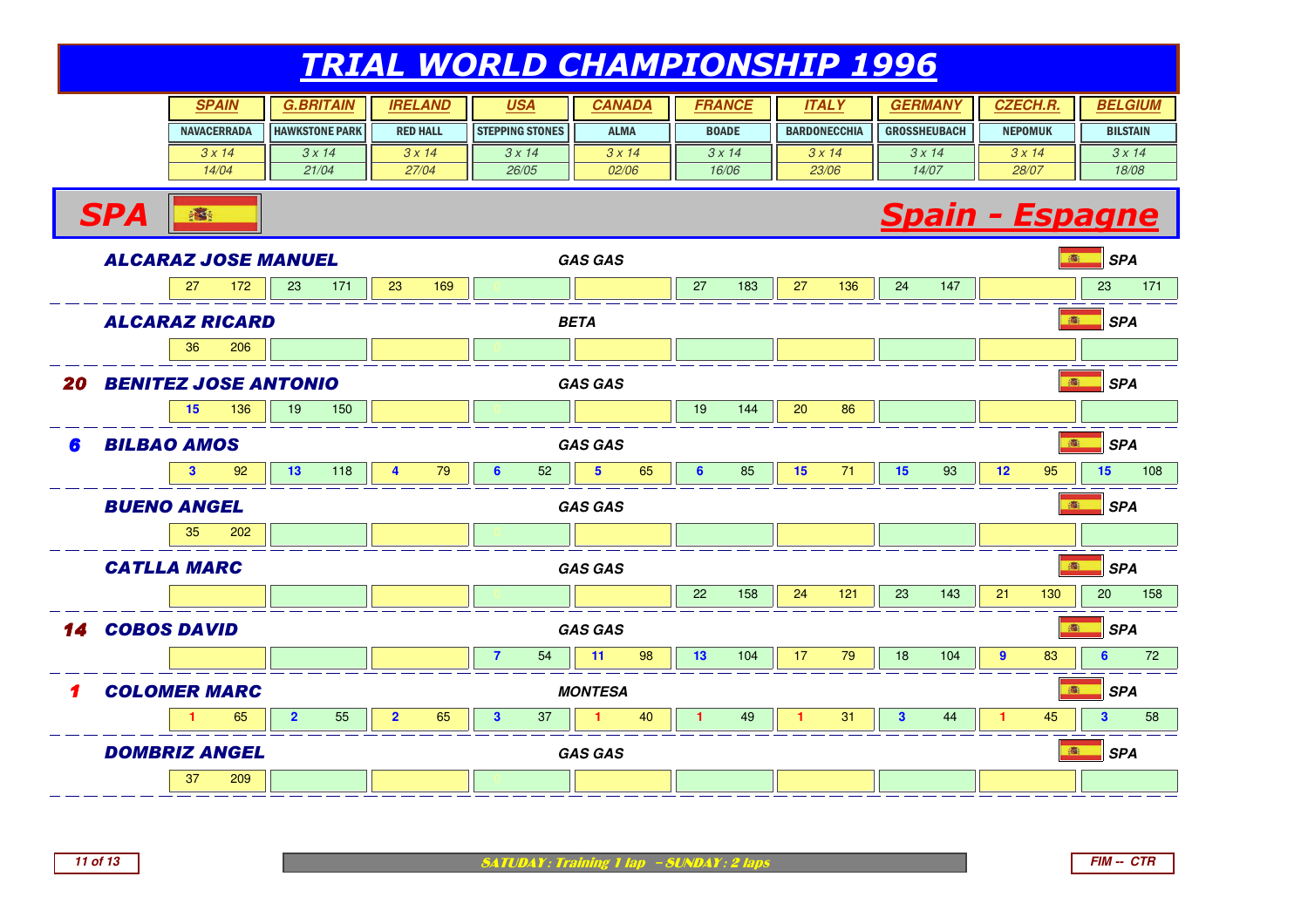# TRIAL WORLD CHAMPIONSHIP 1996

| | SPAIN | G.BRITAIN | IRELAND | USA | CANADA | FRANCE | ITALY | GERMANY | CZECH.R. | BELGIUM |
|---|---|---|---|---|---|---|---|---|---|---|
| | NAVACERRADA | HAWKSTONE PARK | RED HALL | STEPPING STONES | ALMA | BOADE | BARDONECCHIA | GROSSHEUBACH | NEPOMUK | BILSTAIN |
| | 3 x 14 | 3 x 14 | 3 x 14 | 3 x 14 | 3 x 14 | 3 x 14 | 3 x 14 | 3 x 14 | 3 x 14 | 3 x 14 |
| | 14/04 | 21/04 | 27/04 | 26/05 | 02/06 | 16/06 | 23/06 | 14/07 | 28/07 | 18/08 |

## SPA — Spain - Espagne

| Rank | Rider | Make | Nat. | SPAIN | G.BRITAIN | IRELAND | USA | CANADA | FRANCE | ITALY | GERMANY | CZECH.R. | BELGIUM |
|---|---|---|---|---|---|---|---|---|---|---|---|---|---|
| | ALCARAZ JOSE MANUEL | GAS GAS | SPA | 27 / 172 | 23 / 171 | 23 / 169 | 0 | | 27 / 183 | 27 / 136 | 24 / 147 | | 23 / 171 |
| | ALCARAZ RICARD | BETA | SPA | 36 / 206 | | | 0 | | | | | | |
| 20 | BENITEZ JOSE ANTONIO | GAS GAS | SPA | 15 / 136 | 19 / 150 | | 0 | | 19 / 144 | 20 / 86 | | | |
| 6 | BILBAO AMOS | GAS GAS | SPA | 3 / 92 | 13 / 118 | 4 / 79 | 6 / 52 | 5 / 65 | 6 / 85 | 15 / 71 | 15 / 93 | 12 / 95 | 15 / 108 |
| | BUENO ANGEL | GAS GAS | SPA | 35 / 202 | | | 0 | | | | | | |
| | CATLLA MARC | GAS GAS | SPA | | | | 0 | | 22 / 158 | 24 / 121 | 23 / 143 | 21 / 130 | 20 / 158 |
| 14 | COBOS DAVID | GAS GAS | SPA | | | | 7 / 54 | 11 / 98 | 13 / 104 | 17 / 79 | 18 / 104 | 9 / 83 | 6 / 72 |
| 1 | COLOMER MARC | MONTESA | SPA | 1 / 65 | 2 / 55 | 2 / 65 | 3 / 37 | 1 / 40 | 1 / 49 | 1 / 31 | 3 / 44 | 1 / 45 | 3 / 58 |
| | DOMBRIZ ANGEL | GAS GAS | SPA | 37 / 209 | | | 0 | | | | | | |

SATUDAY : Training 1 lap – SUNDAY : 2 laps

FIM -- CTR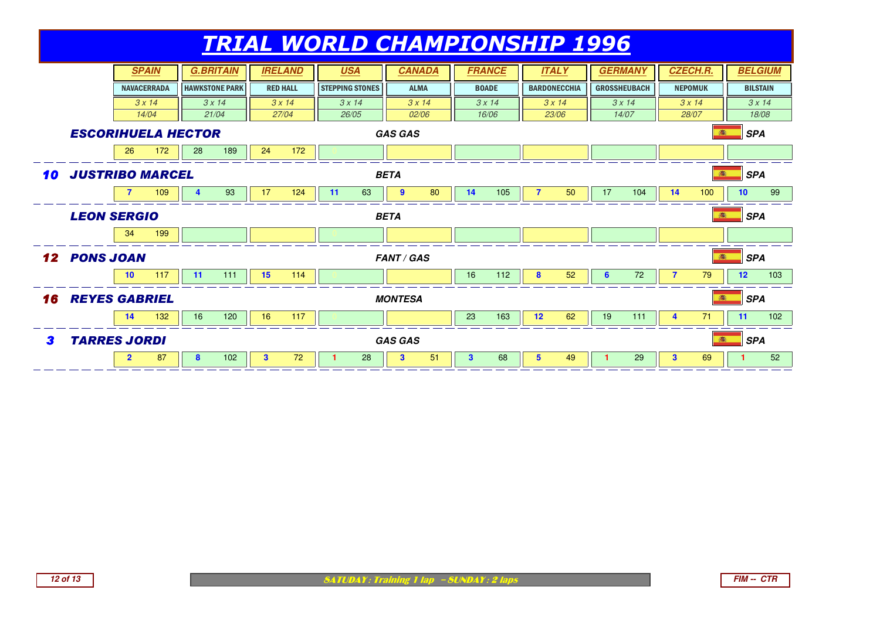# TRIAL WORLD CHAMPIONSHIP 1996

| | SPAIN | G.BRITAIN | IRELAND | USA | CANADA | FRANCE | ITALY | GERMANY | CZECH.R. | BELGIUM |
|---|---|---|---|---|---|---|---|---|---|---|
| | NAVACERRADA | HAWKSTONE PARK | RED HALL | STEPPING STONES | ALMA | BOADE | BARDONECCHIA | GROSSHEUBACH | NEPOMUK | BILSTAIN |
| | 3 x 14 | 3 x 14 | 3 x 14 | 3 x 14 | 3 x 14 | 3 x 14 | 3 x 14 | 3 x 14 | 3 x 14 | 3 x 14 |
| | 14/04 | 21/04 | 27/04 | 26/05 | 02/06 | 16/06 | 23/06 | 14/07 | 28/07 | 18/08 |
| **ESCORIHUELA HECTOR** — GAS GAS — SPA | 26 172 | 28 189 | 24 172 | 0 | | | | | | |
| **10 JUSTRIBO MARCEL** — BETA — SPA | 7 109 | 4 93 | 17 124 | 11 63 | 9 80 | 14 105 | 7 50 | 17 104 | 14 100 | 10 99 |
| **LEON SERGIO** — BETA — SPA | 34 199 | | | 0 | | | | | | |
| **12 PONS JOAN** — FANT / GAS — SPA | 10 117 | 11 111 | 15 114 | 0 | | 16 112 | 8 52 | 6 72 | 7 79 | 12 103 |
| **16 REYES GABRIEL** — MONTESA — SPA | 14 132 | 16 120 | 16 117 | 0 | | 23 163 | 12 62 | 19 111 | 4 71 | 11 102 |
| **3 TARRES JORDI** — GAS GAS — SPA | 2 87 | 8 102 | 3 72 | 1 28 | 3 51 | 3 68 | 5 49 | 1 29 | 3 69 | 1 52 |

SATUDAY : Training 1 lap – SUNDAY : 2 laps

FIM -- CTR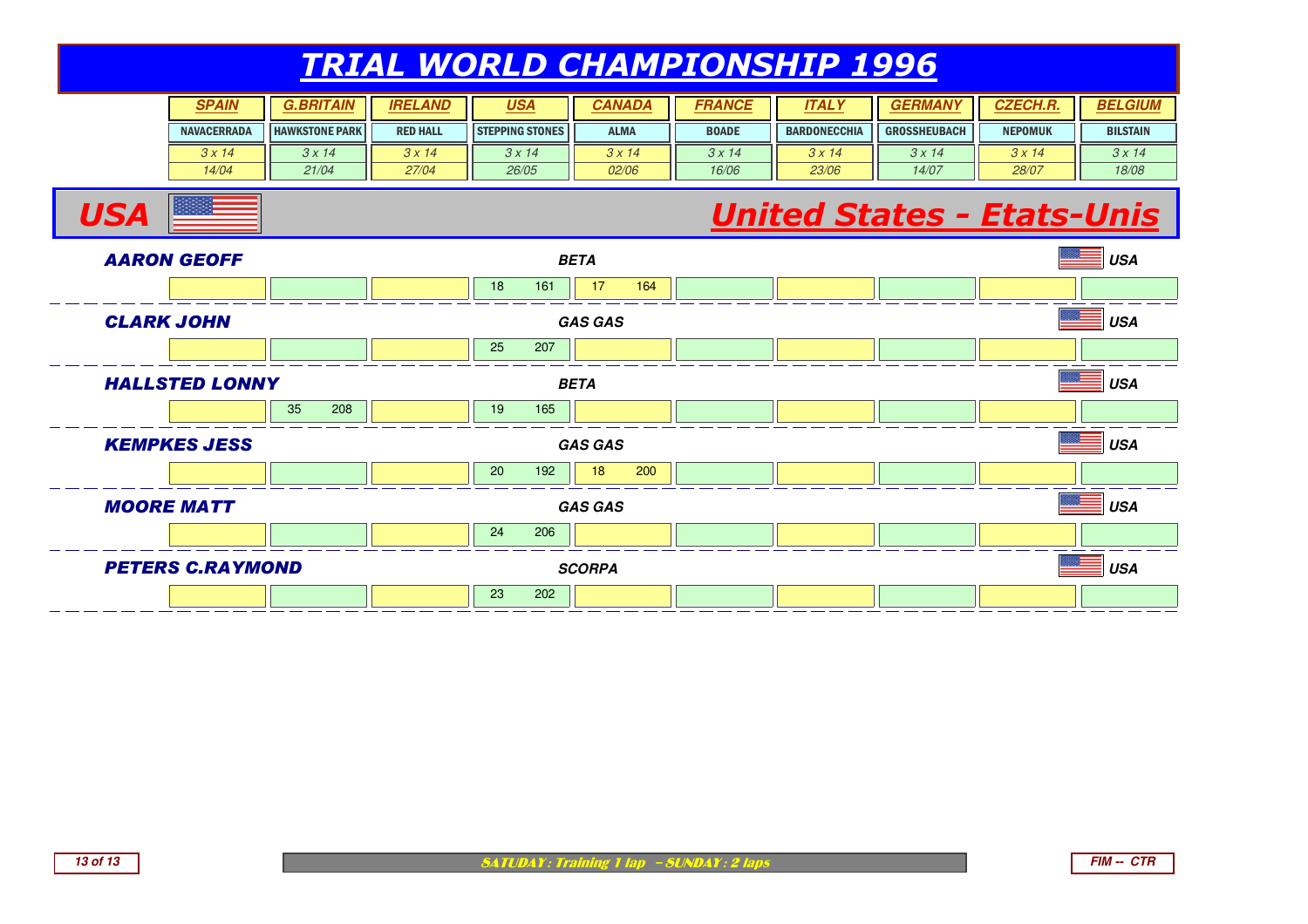# TRIAL WORLD CHAMPIONSHIP 1996

| | SPAIN | G.BRITAIN | IRELAND | USA | CANADA | FRANCE | ITALY | GERMANY | CZECH.R. | BELGIUM |
|---|---|---|---|---|---|---|---|---|---|---|
| | NAVACERRADA | HAWKSTONE PARK | RED HALL | STEPPING STONES | ALMA | BOADE | BARDONECCHIA | GROSSHEUBACH | NEPOMUK | BILSTAIN |
| | 3 x 14 | 3 x 14 | 3 x 14 | 3 x 14 | 3 x 14 | 3 x 14 | 3 x 14 | 3 x 14 | 3 x 14 | 3 x 14 |
| | 14/04 | 21/04 | 27/04 | 26/05 | 02/06 | 16/06 | 23/06 | 14/07 | 28/07 | 18/08 |

## USA — United States - Etats-Unis

| Rider | Motorcycle | Nation | SPAIN | G.BRITAIN | IRELAND | USA | CANADA | FRANCE | ITALY | GERMANY | CZECH.R. | BELGIUM |
|---|---|---|---|---|---|---|---|---|---|---|---|---|
| AARON GEOFF | BETA | USA | | | | 18 161 | 17 164 | | | | | |
| CLARK JOHN | GAS GAS | USA | | | | 25 207 | | | | | | |
| HALLSTED LONNY | BETA | USA | | 35 208 | | 19 165 | | | | | | |
| KEMPKES JESS | GAS GAS | USA | | | | 20 192 | 18 200 | | | | | |
| MOORE MATT | GAS GAS | USA | | | | 24 206 | | | | | | |
| PETERS C.RAYMOND | SCORPA | USA | | | | 23 202 | | | | | | |

SATUDAY : Training 1 lap – SUNDAY : 2 laps

FIM -- CTR